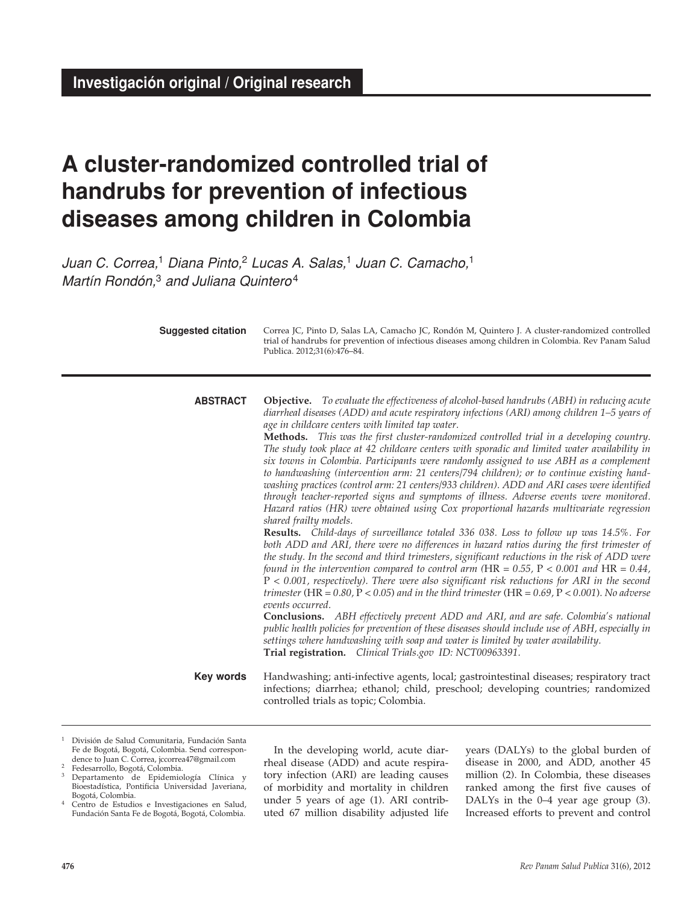Investigación original / Original research

# A cluster-randomized controlled trial of handrubs for prevention of infectious diseases among children in Colombia

*Juan C. Correa,*[1] *Diana Pinto,*[2] *Lucas A. Salas,*[1] *Juan C. Camacho,*[1] *Martín Rondón,*[3] *and Juliana Quintero*[4]

**Suggested citation** Correa JC, Pinto D, Salas LA, Camacho JC, Rondón M, Quintero J. A cluster-randomized controlled trial of handrubs for prevention of infectious diseases among children in Colombia. Rev Panam Salud Publica. 2012;31(6):476–84.

## ABSTRACT

**Objective.** *To evaluate the effectiveness of alcohol-based handrubs (ABH) in reducing acute diarrheal diseases (ADD) and acute respiratory infections (ARI) among children 1–5 years of age in childcare centers with limited tap water.*

**Methods.** *This was the first cluster-randomized controlled trial in a developing country. The study took place at 42 childcare centers with sporadic and limited water availability in six towns in Colombia. Participants were randomly assigned to use ABH as a complement to handwashing (intervention arm: 21 centers/794 children); or to continue existing handwashing practices (control arm: 21 centers/933 children). ADD and ARI cases were identified through teacher-reported signs and symptoms of illness. Adverse events were monitored. Hazard ratios (HR) were obtained using Cox proportional hazards multivariate regression shared frailty models.*

**Results.** *Child-days of surveillance totaled 336 038. Loss to follow up was 14.5%. For both ADD and ARI, there were no differences in hazard ratios during the first trimester of the study. In the second and third trimesters, significant reductions in the risk of ADD were found in the intervention compared to control arm (HR = 0.55, P < 0.001 and HR = 0.44, P < 0.001, respectively). There were also significant risk reductions for ARI in the second trimester (HR = 0.80, P < 0.05) and in the third trimester (HR = 0.69, P < 0.001). No adverse events occurred.*

**Conclusions.** *ABH effectively prevent ADD and ARI, and are safe. Colombia's national public health policies for prevention of these diseases should include use of ABH, especially in settings where handwashing with soap and water is limited by water availability.*

**Trial registration.** *Clinical Trials.gov ID: NCT00963391.*

**Key words** Handwashing; anti-infective agents, local; gastrointestinal diseases; respiratory tract infections; diarrhea; ethanol; child, preschool; developing countries; randomized controlled trials as topic; Colombia.

---

[1] División de Salud Comunitaria, Fundación Santa Fe de Bogotá, Bogotá, Colombia. Send correspondence to Juan C. Correa, jccorrea47@gmail.com
[2] Fedesarrollo, Bogotá, Colombia.
[3] Departamento de Epidemiología Clínica y Bioestadística, Pontificia Universidad Javeriana, Bogotá, Colombia.
[4] Centro de Estudios e Investigaciones en Salud, Fundación Santa Fe de Bogotá, Bogotá, Colombia.

In the developing world, acute diarrheal disease (ADD) and acute respiratory infection (ARI) are leading causes of morbidity and mortality in children under 5 years of age (1). ARI contributed 67 million disability adjusted life years (DALYs) to the global burden of disease in 2000, and ADD, another 45 million (2). In Colombia, these diseases ranked among the first five causes of DALYs in the 0–4 year age group (3). Increased efforts to prevent and control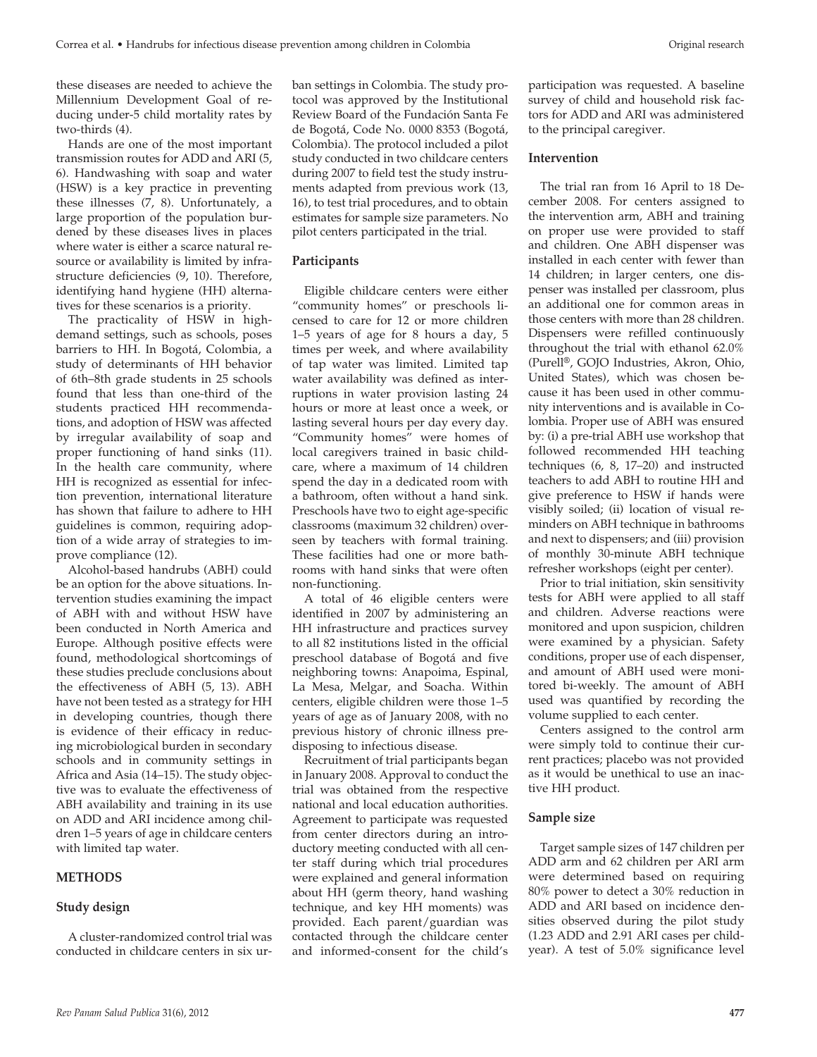these diseases are needed to achieve the Millennium Development Goal of reducing under-5 child mortality rates by two-thirds (4).

Hands are one of the most important transmission routes for ADD and ARI (5, 6). Handwashing with soap and water (HSW) is a key practice in preventing these illnesses (7, 8). Unfortunately, a large proportion of the population burdened by these diseases lives in places where water is either a scarce natural resource or availability is limited by infrastructure deficiencies (9, 10). Therefore, identifying hand hygiene (HH) alternatives for these scenarios is a priority.

The practicality of HSW in high-demand settings, such as schools, poses barriers to HH. In Bogotá, Colombia, a study of determinants of HH behavior of 6th–8th grade students in 25 schools found that less than one-third of the students practiced HH recommendations, and adoption of HSW was affected by irregular availability of soap and proper functioning of hand sinks (11). In the health care community, where HH is recognized as essential for infection prevention, international literature has shown that failure to adhere to HH guidelines is common, requiring adoption of a wide array of strategies to improve compliance (12).

Alcohol-based handrubs (ABH) could be an option for the above situations. Intervention studies examining the impact of ABH with and without HSW have been conducted in North America and Europe. Although positive effects were found, methodological shortcomings of these studies preclude conclusions about the effectiveness of ABH (5, 13). ABH have not been tested as a strategy for HH in developing countries, though there is evidence of their efficacy in reducing microbiological burden in secondary schools and in community settings in Africa and Asia (14–15). The study objective was to evaluate the effectiveness of ABH availability and training in its use on ADD and ARI incidence among children 1–5 years of age in childcare centers with limited tap water.

## METHODS

### Study design

A cluster-randomized control trial was conducted in childcare centers in six urban settings in Colombia. The study protocol was approved by the Institutional Review Board of the Fundación Santa Fe de Bogotá, Code No. 0000 8353 (Bogotá, Colombia). The protocol included a pilot study conducted in two childcare centers during 2007 to field test the study instruments adapted from previous work (13, 16), to test trial procedures, and to obtain estimates for sample size parameters. No pilot centers participated in the trial.

### Participants

Eligible childcare centers were either "community homes" or preschools licensed to care for 12 or more children 1–5 years of age for 8 hours a day, 5 times per week, and where availability of tap water was limited. Limited tap water availability was defined as interruptions in water provision lasting 24 hours or more at least once a week, or lasting several hours per day every day. "Community homes" were homes of local caregivers trained in basic childcare, where a maximum of 14 children spend the day in a dedicated room with a bathroom, often without a hand sink. Preschools have two to eight age-specific classrooms (maximum 32 children) overseen by teachers with formal training. These facilities had one or more bathrooms with hand sinks that were often non-functioning.

A total of 46 eligible centers were identified in 2007 by administering an HH infrastructure and practices survey to all 82 institutions listed in the official preschool database of Bogotá and five neighboring towns: Anapoima, Espinal, La Mesa, Melgar, and Soacha. Within centers, eligible children were those 1–5 years of age as of January 2008, with no previous history of chronic illness predisposing to infectious disease.

Recruitment of trial participants began in January 2008. Approval to conduct the trial was obtained from the respective national and local education authorities. Agreement to participate was requested from center directors during an introductory meeting conducted with all center staff during which trial procedures were explained and general information about HH (germ theory, hand washing technique, and key HH moments) was provided. Each parent/guardian was contacted through the childcare center and informed-consent for the child's participation was requested. A baseline survey of child and household risk factors for ADD and ARI was administered to the principal caregiver.

### Intervention

The trial ran from 16 April to 18 December 2008. For centers assigned to the intervention arm, ABH and training on proper use were provided to staff and children. One ABH dispenser was installed in each center with fewer than 14 children; in larger centers, one dispenser was installed per classroom, plus an additional one for common areas in those centers with more than 28 children. Dispensers were refilled continuously throughout the trial with ethanol 62.0% (Purell®, GOJO Industries, Akron, Ohio, United States), which was chosen because it has been used in other community interventions and is available in Colombia. Proper use of ABH was ensured by: (i) a pre-trial ABH use workshop that followed recommended HH teaching techniques (6, 8, 17–20) and instructed teachers to add ABH to routine HH and give preference to HSW if hands were visibly soiled; (ii) location of visual reminders on ABH technique in bathrooms and next to dispensers; and (iii) provision of monthly 30-minute ABH technique refresher workshops (eight per center).

Prior to trial initiation, skin sensitivity tests for ABH were applied to all staff and children. Adverse reactions were monitored and upon suspicion, children were examined by a physician. Safety conditions, proper use of each dispenser, and amount of ABH used were monitored bi-weekly. The amount of ABH used was quantified by recording the volume supplied to each center.

Centers assigned to the control arm were simply told to continue their current practices; placebo was not provided as it would be unethical to use an inactive HH product.

### Sample size

Target sample sizes of 147 children per ADD arm and 62 children per ARI arm were determined based on requiring 80% power to detect a 30% reduction in ADD and ARI based on incidence densities observed during the pilot study (1.23 ADD and 2.91 ARI cases per child-year). A test of 5.0% significance level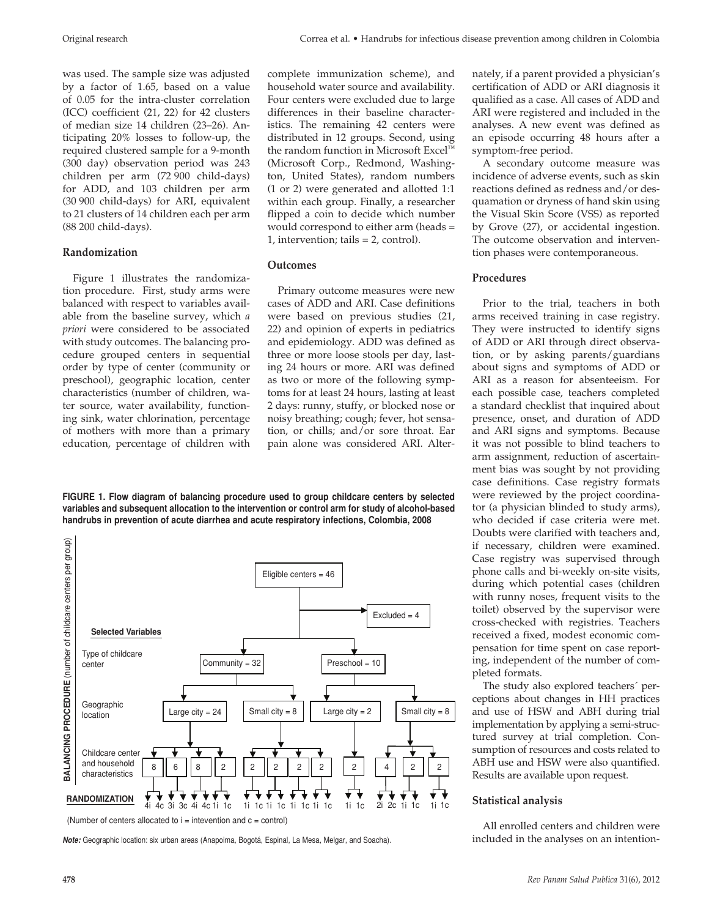was used. The sample size was adjusted by a factor of 1.65, based on a value of 0.05 for the intra-cluster correlation (ICC) coefficient (21, 22) for 42 clusters of median size 14 children (23–26). Anticipating 20% losses to follow-up, the required clustered sample for a 9-month (300 day) observation period was 243 children per arm (72 900 child-days) for ADD, and 103 children per arm (30 900 child-days) for ARI, equivalent to 21 clusters of 14 children each per arm (88 200 child-days).

### Randomization

Figure 1 illustrates the randomization procedure. First, study arms were balanced with respect to variables available from the baseline survey, which *a priori* were considered to be associated with study outcomes. The balancing procedure grouped centers in sequential order by type of center (community or preschool), geographic location, center characteristics (number of children, water source, water availability, functioning sink, water chlorination, percentage of mothers with more than a primary education, percentage of children with complete immunization scheme), and household water source and availability. Four centers were excluded due to large differences in their baseline characteristics. The remaining 42 centers were distributed in 12 groups. Second, using the random function in Microsoft Excel™ (Microsoft Corp., Redmond, Washington, United States), random numbers (1 or 2) were generated and allotted 1:1 within each group. Finally, a researcher flipped a coin to decide which number would correspond to either arm (heads = 1, intervention; tails = 2, control).

### Outcomes

Primary outcome measures were new cases of ADD and ARI. Case definitions were based on previous studies (21, 22) and opinion of experts in pediatrics and epidemiology. ADD was defined as three or more loose stools per day, lasting 24 hours or more. ARI was defined as two or more of the following symptoms for at least 24 hours, lasting at least 2 days: runny, stuffy, or blocked nose or noisy breathing; cough; fever, hot sensation, or chills; and/or sore throat. Ear pain alone was considered ARI. Alternately, if a parent provided a physician's certification of ADD or ARI diagnosis it qualified as a case. All cases of ADD and ARI were registered and included in the analyses. A new event was defined as an episode occurring 48 hours after a symptom-free period.

A secondary outcome measure was incidence of adverse events, such as skin reactions defined as redness and/or desquamation or dryness of hand skin using the Visual Skin Score (VSS) as reported by Grove (27), or accidental ingestion. The outcome observation and intervention phases were contemporaneous.

**FIGURE 1. Flow diagram of balancing procedure used to group childcare centers by selected variables and subsequent allocation to the intervention or control arm for study of alcohol-based handrubs in prevention of acute diarrhea and acute respiratory infections, Colombia, 2008**

**BALANCING PROCEDURE** (number of childcare centers per group)

- Eligible centers = 46
  - Excluded = 4
- **Selected Variables**
  - Type of childcare center: Community = 32; Preschool = 10
  - Geographic location: Community – Large city = 24, Small city = 8; Preschool – Large city = 2, Small city = 8
  - Childcare center and household characteristics: Large city (community): 8, 6, 8, 2; Small city (community): 2, 2, 2, 2; Large city (preschool): 2; Small city (preschool): 4, 2, 2
- **RANDOMIZATION**: 4i 4c, 3i 3c, 4i 4c, 1i 1c | 1i 1c, 1i 1c, 1i 1c, 1i 1c | 1i 1c | 2i 2c, 1i 1c, 1i 1c

(Number of centers allocated to i = intevention and c = control)

***Note:*** Geographic location: six urban areas (Anapoima, Bogotá, Espinal, La Mesa, Melgar, and Soacha).

### Procedures

Prior to the trial, teachers in both arms received training in case registry. They were instructed to identify signs of ADD or ARI through direct observation, or by asking parents/guardians about signs and symptoms of ADD or ARI as a reason for absenteeism. For each possible case, teachers completed a standard checklist that inquired about presence, onset, and duration of ADD and ARI signs and symptoms. Because it was not possible to blind teachers to arm assignment, reduction of ascertainment bias was sought by not providing case definitions. Case registry formats were reviewed by the project coordinator (a physician blinded to study arms), who decided if case criteria were met. Doubts were clarified with teachers and, if necessary, children were examined. Case registry was supervised through phone calls and bi-weekly on-site visits, during which potential cases (children with runny noses, frequent visits to the toilet) observed by the supervisor were cross-checked with registries. Teachers received a fixed, modest economic compensation for time spent on case reporting, independent of the number of completed formats.

The study also explored teachers´ perceptions about changes in HH practices and use of HSW and ABH during trial implementation by applying a semi-structured survey at trial completion. Consumption of resources and costs related to ABH use and HSW were also quantified. Results are available upon request.

### Statistical analysis

All enrolled centers and children were included in the analyses on an intention-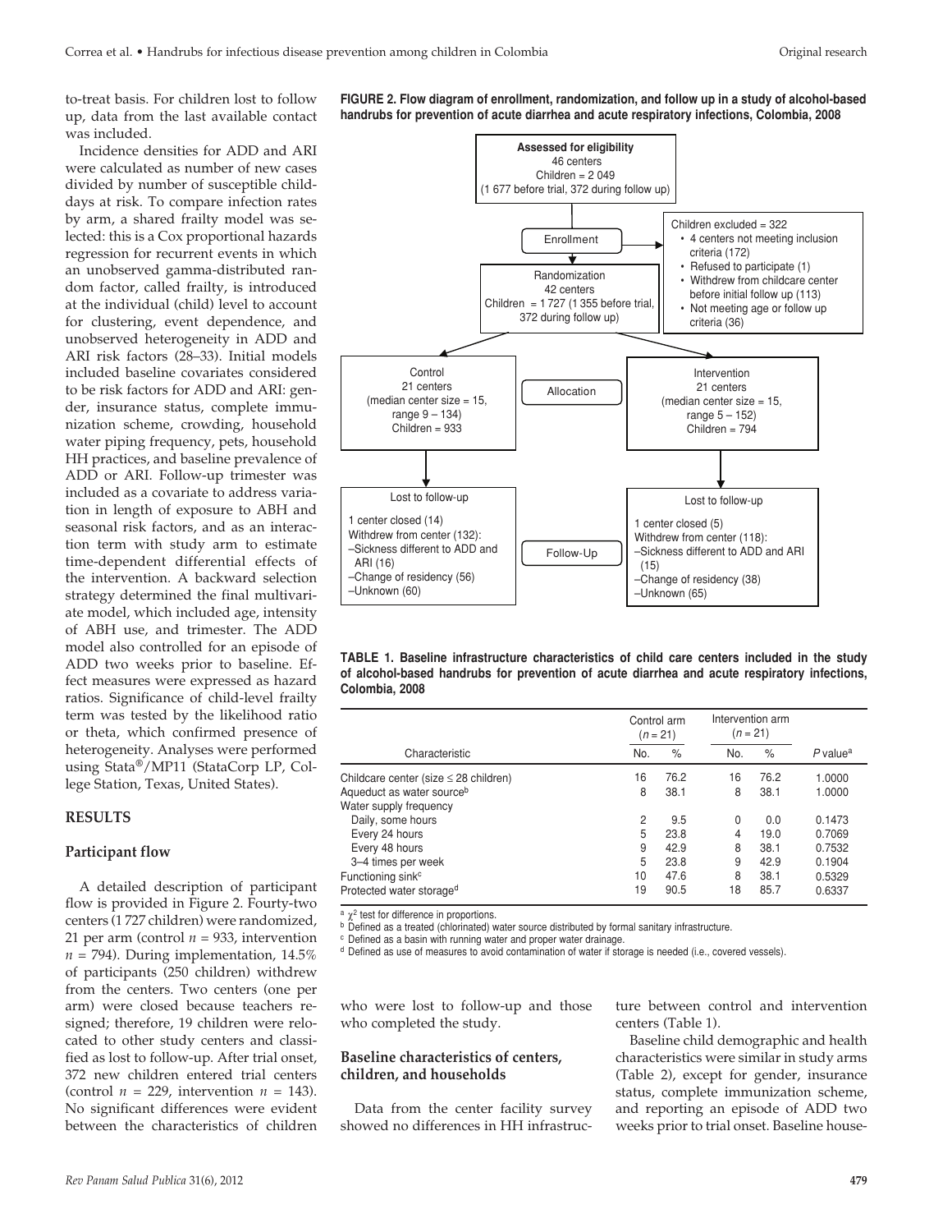to-treat basis. For children lost to follow up, data from the last available contact was included.

Incidence densities for ADD and ARI were calculated as number of new cases divided by number of susceptible child-days at risk. To compare infection rates by arm, a shared frailty model was selected: this is a Cox proportional hazards regression for recurrent events in which an unobserved gamma-distributed random factor, called frailty, is introduced at the individual (child) level to account for clustering, event dependence, and unobserved heterogeneity in ADD and ARI risk factors (28–33). Initial models included baseline covariates considered to be risk factors for ADD and ARI: gender, insurance status, complete immunization scheme, crowding, household water piping frequency, pets, household HH practices, and baseline prevalence of ADD or ARI. Follow-up trimester was included as a covariate to address variation in length of exposure to ABH and seasonal risk factors, and as an interaction term with study arm to estimate time-dependent differential effects of the intervention. A backward selection strategy determined the final multivariate model, which included age, intensity of ABH use, and trimester. The ADD model also controlled for an episode of ADD two weeks prior to baseline. Effect measures were expressed as hazard ratios. Significance of child-level frailty term was tested by the likelihood ratio or theta, which confirmed presence of heterogeneity. Analyses were performed using Stata®/MP11 (StataCorp LP, College Station, Texas, United States).

## RESULTS

### Participant flow

A detailed description of participant flow is provided in Figure 2. Fourty-two centers (1 727 children) were randomized, 21 per arm (control $n$ = 933, intervention $n$ = 794). During implementation, 14.5% of participants (250 children) withdrew from the centers. Two centers (one per arm) were closed because teachers resigned; therefore, 19 children were relocated to other study centers and classified as lost to follow-up. After trial onset, 372 new children entered trial centers (control $n$ = 229, intervention $n$ = 143). No significant differences were evident between the characteristics of children who were lost to follow-up and those who completed the study.

### Baseline characteristics of centers, children, and households

Data from the center facility survey showed no differences in HH infrastructure between control and intervention centers (Table 1).

Baseline child demographic and health characteristics were similar in study arms (Table 2), except for gender, insurance status, complete immunization scheme, and reporting an episode of ADD two weeks prior to trial onset. Baseline house-

**FIGURE 2. Flow diagram of enrollment, randomization, and follow up in a study of alcohol-based handrubs for prevention of acute diarrhea and acute respiratory infections, Colombia, 2008**

**Assessed for eligibility**
46 centers
Children = 2 049
(1 677 before trial, 372 during follow up)

Enrollment

Children excluded = 322
- 4 centers not meeting inclusion criteria (172)
- Refused to participate (1)
- Withdrew from childcare center before initial follow up (113)
- Not meeting age or follow up criteria (36)

Randomization
42 centers
Children = 1 727 (1 355 before trial, 372 during follow up)

Allocation

Control
21 centers
(median center size = 15, range 9 – 134)
Children = 933

Intervention
21 centers
(median center size = 15, range 5 – 152)
Children = 794

Follow-Up

Control — Lost to follow-up
1 center closed (14)
Withdrew from center (132):
–Sickness different to ADD and ARI (16)
–Change of residency (56)
–Unknown (60)

Intervention — Lost to follow-up
1 center closed (5)
Withdrew from center (118):
–Sickness different to ADD and ARI (15)
–Change of residency (38)
–Unknown (65)

**TABLE 1. Baseline infrastructure characteristics of child care centers included in the study of alcohol-based handrubs for prevention of acute diarrhea and acute respiratory infections, Colombia, 2008**

| Characteristic | Control arm ($n$ = 21) No. | Control arm ($n$ = 21) % | Intervention arm ($n$ = 21) No. | Intervention arm ($n$ = 21) % | $P$ value[a] |
|---|---|---|---|---|---|
| Childcare center (size ≤ 28 children) | 16 | 76.2 | 16 | 76.2 | 1.0000 |
| Aqueduct as water source[b] | 8 | 38.1 | 8 | 38.1 | 1.0000 |
| Water supply frequency | | | | | |
| Daily, some hours | 2 | 9.5 | 0 | 0.0 | 0.1473 |
| Every 24 hours | 5 | 23.8 | 4 | 19.0 | 0.7069 |
| Every 48 hours | 9 | 42.9 | 8 | 38.1 | 0.7532 |
| 3–4 times per week | 5 | 23.8 | 9 | 42.9 | 0.1904 |
| Functioning sink[c] | 10 | 47.6 | 8 | 38.1 | 0.5329 |
| Protected water storage[d] | 19 | 90.5 | 18 | 85.7 | 0.6337 |

[a] $\chi^2$ test for difference in proportions.
[b] Defined as a treated (chlorinated) water source distributed by formal sanitary infrastructure.
[c] Defined as a basin with running water and proper water drainage.
[d] Defined as use of measures to avoid contamination of water if storage is needed (i.e., covered vessels).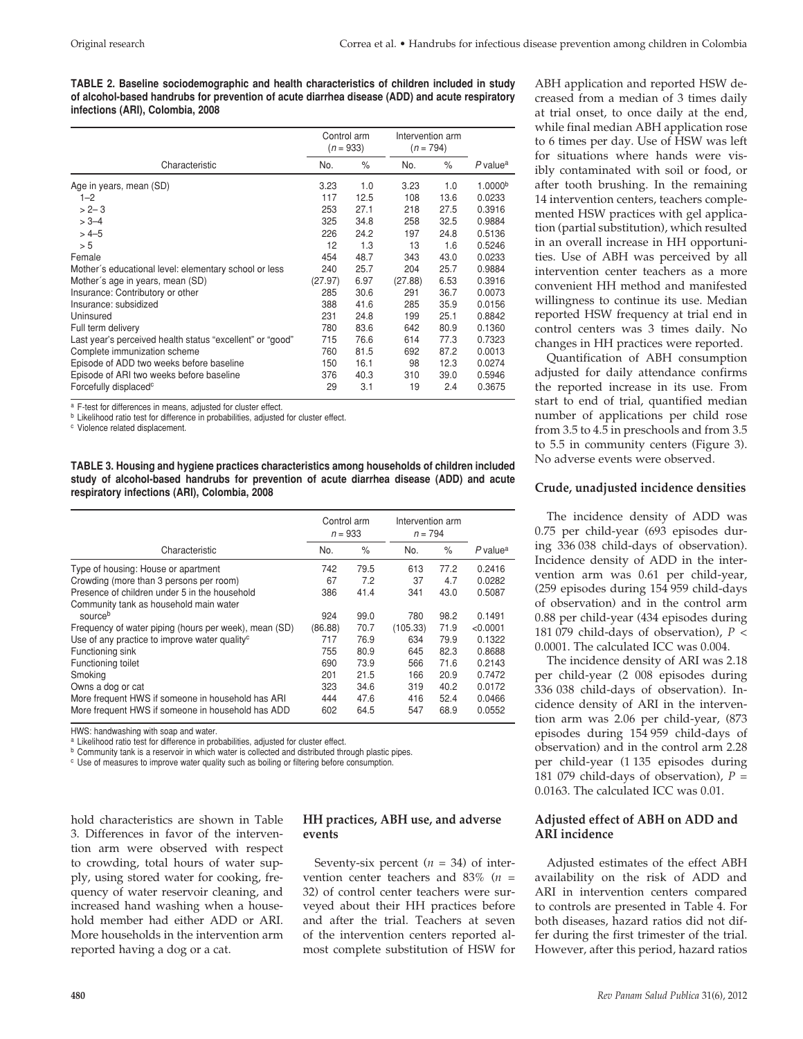**TABLE 2. Baseline sociodemographic and health characteristics of children included in study of alcohol-based handrubs for prevention of acute diarrhea disease (ADD) and acute respiratory infections (ARI), Colombia, 2008**

| | Control arm ($n$ = 933) | | Intervention arm ($n$ = 794) | | |
|---|---|---|---|---|---|
| Characteristic | No. | % | No. | % | $P$ value[a] |
| Age in years, mean (SD) | 3.23 | 1.0 | 3.23 | 1.0 | 1.0000[b] |
| 1–2 | 117 | 12.5 | 108 | 13.6 | 0.0233 |
| > 2– 3 | 253 | 27.1 | 218 | 27.5 | 0.3916 |
| > 3–4 | 325 | 34.8 | 258 | 32.5 | 0.9884 |
| > 4–5 | 226 | 24.2 | 197 | 24.8 | 0.5136 |
| > 5 | 12 | 1.3 | 13 | 1.6 | 0.5246 |
| Female | 454 | 48.7 | 343 | 43.0 | 0.0233 |
| Mother´s educational level: elementary school or less | 240 | 25.7 | 204 | 25.7 | 0.9884 |
| Mother´s age in years, mean (SD) | (27.97) | 6.97 | (27.88) | 6.53 | 0.3916 |
| Insurance: Contributory or other | 285 | 30.6 | 291 | 36.7 | 0.0073 |
| Insurance: subsidized | 388 | 41.6 | 285 | 35.9 | 0.0156 |
| Uninsured | 231 | 24.8 | 199 | 25.1 | 0.8842 |
| Full term delivery | 780 | 83.6 | 642 | 80.9 | 0.1360 |
| Last year's perceived health status "excellent" or "good" | 715 | 76.6 | 614 | 77.3 | 0.7323 |
| Complete immunization scheme | 760 | 81.5 | 692 | 87.2 | 0.0013 |
| Episode of ADD two weeks before baseline | 150 | 16.1 | 98 | 12.3 | 0.0274 |
| Episode of ARI two weeks before baseline | 376 | 40.3 | 310 | 39.0 | 0.5946 |
| Forcefully displaced[c] | 29 | 3.1 | 19 | 2.4 | 0.3675 |

[a] F-test for differences in means, adjusted for cluster effect.
[b] Likelihood ratio test for difference in probabilities, adjusted for cluster effect.
[c] Violence related displacement.

**TABLE 3. Housing and hygiene practices characteristics among households of children included study of alcohol-based handrubs for prevention of acute diarrhea disease (ADD) and acute respiratory infections (ARI), Colombia, 2008**

| | Control arm $n$ = 933 | | Intervention arm $n$ = 794 | | |
|---|---|---|---|---|---|
| Characteristic | No. | % | No. | % | $P$ value[a] |
| Type of housing: House or apartment | 742 | 79.5 | 613 | 77.2 | 0.2416 |
| Crowding (more than 3 persons per room) | 67 | 7.2 | 37 | 4.7 | 0.0282 |
| Presence of children under 5 in the household | 386 | 41.4 | 341 | 43.0 | 0.5087 |
| Community tank as household main water source[b] | 924 | 99.0 | 780 | 98.2 | 0.1491 |
| Frequency of water piping (hours per week), mean (SD) | (86.88) | 70.7 | (105.33) | 71.9 | <0.0001 |
| Use of any practice to improve water quality[c] | 717 | 76.9 | 634 | 79.9 | 0.1322 |
| Functioning sink | 755 | 80.9 | 645 | 82.3 | 0.8688 |
| Functioning toilet | 690 | 73.9 | 566 | 71.6 | 0.2143 |
| Smoking | 201 | 21.5 | 166 | 20.9 | 0.7472 |
| Owns a dog or cat | 323 | 34.6 | 319 | 40.2 | 0.0172 |
| More frequent HWS if someone in household has ARI | 444 | 47.6 | 416 | 52.4 | 0.0466 |
| More frequent HWS if someone in household has ADD | 602 | 64.5 | 547 | 68.9 | 0.0552 |

HWS: handwashing with soap and water.
[a] Likelihood ratio test for difference in probabilities, adjusted for cluster effect.
[b] Community tank is a reservoir in which water is collected and distributed through plastic pipes.
[c] Use of measures to improve water quality such as boiling or filtering before consumption.

hold characteristics are shown in Table 3. Differences in favor of the intervention arm were observed with respect to crowding, total hours of water supply, using stored water for cooking, frequency of water reservoir cleaning, and increased hand washing when a household member had either ADD or ARI. More households in the intervention arm reported having a dog or a cat.

### HH practices, ABH use, and adverse events

Seventy-six percent ($n$ = 34) of intervention center teachers and 83% ($n$ = 32) of control center teachers were surveyed about their HH practices before and after the trial. Teachers at seven of the intervention centers reported almost complete substitution of HSW for ABH application and reported HSW decreased from a median of 3 times daily at trial onset, to once daily at the end, while final median ABH application rose to 6 times per day. Use of HSW was left for situations where hands were visibly contaminated with soil or food, or after tooth brushing. In the remaining 14 intervention centers, teachers complemented HSW practices with gel application (partial substitution), which resulted in an overall increase in HH opportunities. Use of ABH was perceived by all intervention center teachers as a more convenient HH method and manifested willingness to continue its use. Median reported HSW frequency at trial end in control centers was 3 times daily. No changes in HH practices were reported.

Quantification of ABH consumption adjusted for daily attendance confirms the reported increase in its use. From start to end of trial, quantified median number of applications per child rose from 3.5 to 4.5 in preschools and from 3.5 to 5.5 in community centers (Figure 3). No adverse events were observed.

### Crude, unadjusted incidence densities

The incidence density of ADD was 0.75 per child-year (693 episodes during 336 038 child-days of observation). Incidence density of ADD in the intervention arm was 0.61 per child-year, (259 episodes during 154 959 child-days of observation) and in the control arm 0.88 per child-year (434 episodes during 181 079 child-days of observation), $P$ < 0.0001. The calculated ICC was 0.004.

The incidence density of ARI was 2.18 per child-year (2 008 episodes during 336 038 child-days of observation). Incidence density of ARI in the intervention arm was 2.06 per child-year, (873 episodes during 154 959 child-days of observation) and in the control arm 2.28 per child-year (1 135 episodes during 181 079 child-days of observation), $P$ = 0.0163. The calculated ICC was 0.01.

### Adjusted effect of ABH on ADD and ARI incidence

Adjusted estimates of the effect ABH availability on the risk of ADD and ARI in intervention centers compared to controls are presented in Table 4. For both diseases, hazard ratios did not differ during the first trimester of the trial. However, after this period, hazard ratios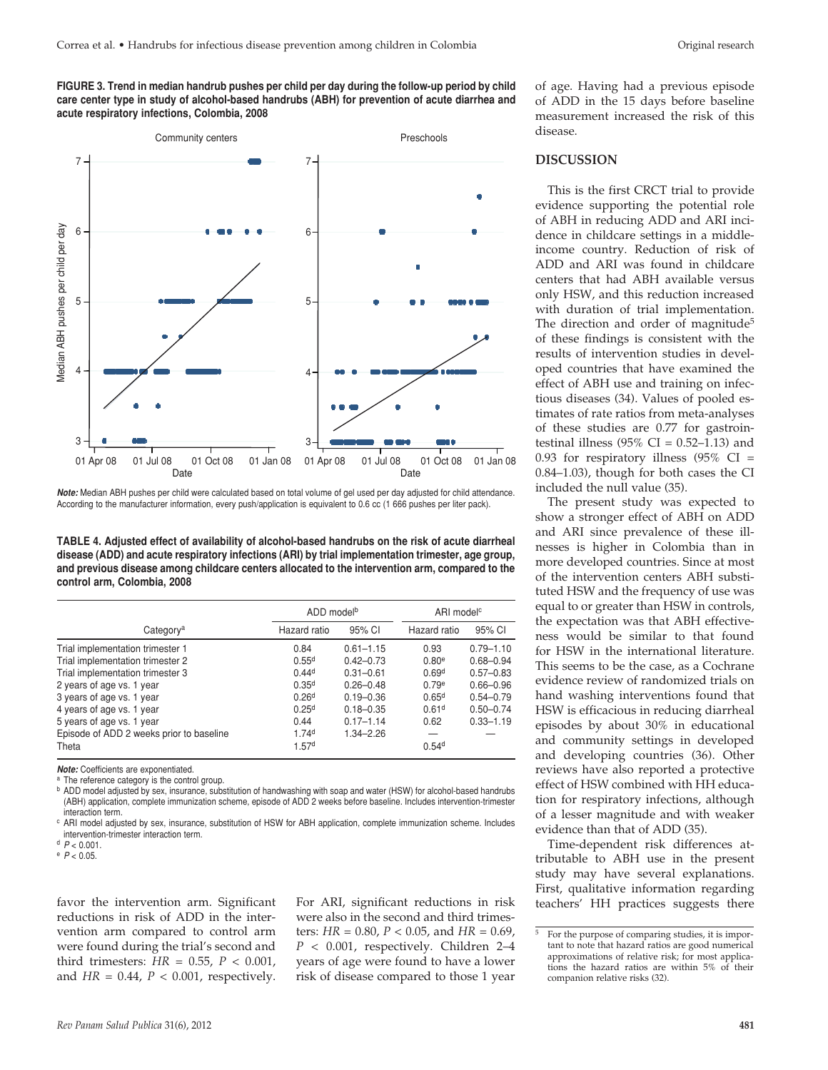**FIGURE 3. Trend in median handrub pushes per child per day during the follow-up period by child care center type in study of alcohol-based handrubs (ABH) for prevention of acute diarrhea and acute respiratory infections, Colombia, 2008**

***Note:*** Median ABH pushes per child were calculated based on total volume of gel used per day adjusted for child attendance. According to the manufacturer information, every push/application is equivalent to 0.6 cc (1 666 pushes per liter pack).

**TABLE 4. Adjusted effect of availability of alcohol-based handrubs on the risk of acute diarrheal disease (ADD) and acute respiratory infections (ARI) by trial implementation trimester, age group, and previous disease among childcare centers allocated to the intervention arm, compared to the control arm, Colombia, 2008**

| Category[a] | ADD model[b] | | ARI model[c] | |
|---|---|---|---|---|
| | Hazard ratio | 95% CI | Hazard ratio | 95% CI |
| Trial implementation trimester 1 | 0.84 | 0.61–1.15 | 0.93 | 0.79–1.10 |
| Trial implementation trimester 2 | 0.55[d] | 0.42–0.73 | 0.80[e] | 0.68–0.94 |
| Trial implementation trimester 3 | 0.44[d] | 0.31–0.61 | 0.69[d] | 0.57–0.83 |
| 2 years of age vs. 1 year | 0.35[d] | 0.26–0.48 | 0.79[e] | 0.66–0.96 |
| 3 years of age vs. 1 year | 0.26[d] | 0.19–0.36 | 0.65[d] | 0.54–0.79 |
| 4 years of age vs. 1 year | 0.25[d] | 0.18–0.35 | 0.61[d] | 0.50–0.74 |
| 5 years of age vs. 1 year | 0.44 | 0.17–1.14 | 0.62 | 0.33–1.19 |
| Episode of ADD 2 weeks prior to baseline | 1.74[d] | 1.34–2.26 | — | — |
| Theta | 1.57[d] | | 0.54[d] | |

***Note:*** Coefficients are exponentiated.

[a] The reference category is the control group.

[b] ADD model adjusted by sex, insurance, substitution of handwashing with soap and water (HSW) for alcohol-based handrubs (ABH) application, complete immunization scheme, episode of ADD 2 weeks before baseline. Includes intervention-trimester interaction term.

[c] ARI model adjusted by sex, insurance, substitution of HSW for ABH application, complete immunization scheme. Includes intervention-trimester interaction term.

[d] $P < 0.001$.

[e] $P < 0.05$.

favor the intervention arm. Significant reductions in risk of ADD in the intervention arm compared to control arm were found during the trial's second and third trimesters: $HR = 0.55$, $P < 0.001$, and $HR = 0.44$, $P < 0.001$, respectively. For ARI, significant reductions in risk were also in the second and third trimesters: $HR = 0.80$, $P < 0.05$, and $HR = 0.69$, $P < 0.001$, respectively. Children 2–4 years of age were found to have a lower risk of disease compared to those 1 year of age. Having had a previous episode of ADD in the 15 days before baseline measurement increased the risk of this disease.

## DISCUSSION

This is the first CRCT trial to provide evidence supporting the potential role of ABH in reducing ADD and ARI incidence in childcare settings in a middle-income country. Reduction of risk of ADD and ARI was found in childcare centers that had ABH available versus only HSW, and this reduction increased with duration of trial implementation. The direction and order of magnitude[5] of these findings is consistent with the results of intervention studies in developed countries that have examined the effect of ABH use and training on infectious diseases (34). Values of pooled estimates of rate ratios from meta-analyses of these studies are 0.77 for gastrointestinal illness (95% CI = 0.52–1.13) and 0.93 for respiratory illness (95% CI = 0.84–1.03), though for both cases the CI included the null value (35).

The present study was expected to show a stronger effect of ABH on ADD and ARI since prevalence of these illnesses is higher in Colombia than in more developed countries. Since at most of the intervention centers ABH substituted HSW and the frequency of use was equal to or greater than HSW in controls, the expectation was that ABH effectiveness would be similar to that found for HSW in the international literature. This seems to be the case, as a Cochrane evidence review of randomized trials on hand washing interventions found that HSW is efficacious in reducing diarrheal episodes by about 30% in educational and community settings in developed and developing countries (36). Other reviews have also reported a protective effect of HSW combined with HH education for respiratory infections, although of a lesser magnitude and with weaker evidence than that of ADD (35).

Time-dependent risk differences attributable to ABH use in the present study may have several explanations. First, qualitative information regarding teachers' HH practices suggests there

[5] For the purpose of comparing studies, it is important to note that hazard ratios are good numerical approximations of relative risk; for most applications the hazard ratios are within 5% of their companion relative risks (32).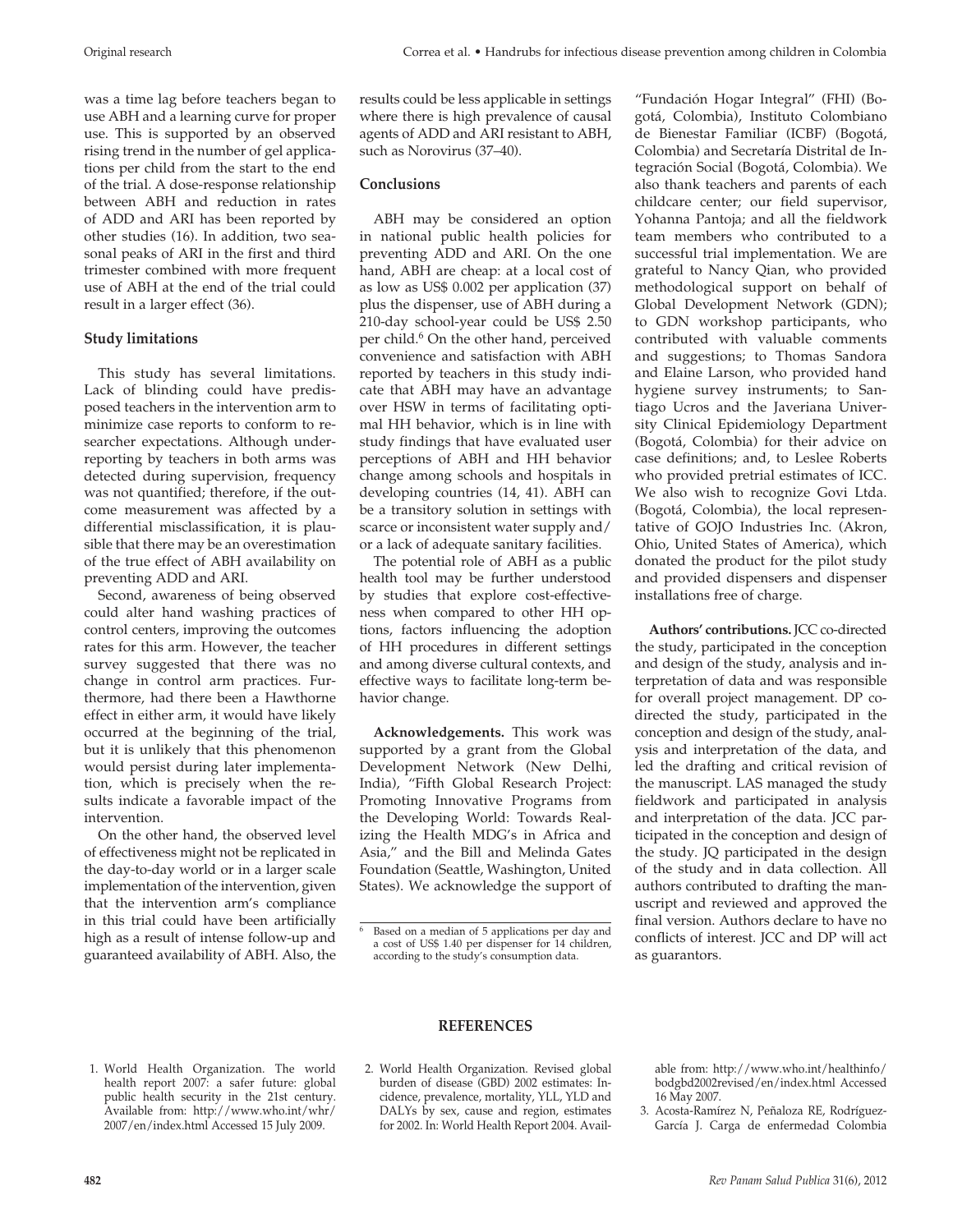was a time lag before teachers began to use ABH and a learning curve for proper use. This is supported by an observed rising trend in the number of gel applications per child from the start to the end of the trial. A dose-response relationship between ABH and reduction in rates of ADD and ARI has been reported by other studies (16). In addition, two seasonal peaks of ARI in the first and third trimester combined with more frequent use of ABH at the end of the trial could result in a larger effect (36).

### Study limitations

This study has several limitations. Lack of blinding could have predisposed teachers in the intervention arm to minimize case reports to conform to researcher expectations. Although under-reporting by teachers in both arms was detected during supervision, frequency was not quantified; therefore, if the outcome measurement was affected by a differential misclassification, it is plausible that there may be an overestimation of the true effect of ABH availability on preventing ADD and ARI.

Second, awareness of being observed could alter hand washing practices of control centers, improving the outcomes rates for this arm. However, the teacher survey suggested that there was no change in control arm practices. Furthermore, had there been a Hawthorne effect in either arm, it would have likely occurred at the beginning of the trial, but it is unlikely that this phenomenon would persist during later implementation, which is precisely when the results indicate a favorable impact of the intervention.

On the other hand, the observed level of effectiveness might not be replicated in the day-to-day world or in a larger scale implementation of the intervention, given that the intervention arm's compliance in this trial could have been artificially high as a result of intense follow-up and guaranteed availability of ABH. Also, the results could be less applicable in settings where there is high prevalence of causal agents of ADD and ARI resistant to ABH, such as Norovirus (37–40).

### Conclusions

ABH may be considered an option in national public health policies for preventing ADD and ARI. On the one hand, ABH are cheap: at a local cost of as low as US$ 0.002 per application (37) plus the dispenser, use of ABH during a 210-day school-year could be US$ 2.50 per child.[6] On the other hand, perceived convenience and satisfaction with ABH reported by teachers in this study indicate that ABH may have an advantage over HSW in terms of facilitating optimal HH behavior, which is in line with study findings that have evaluated user perceptions of ABH and HH behavior change among schools and hospitals in developing countries (14, 41). ABH can be a transitory solution in settings with scarce or inconsistent water supply and/or a lack of adequate sanitary facilities.

The potential role of ABH as a public health tool may be further understood by studies that explore cost-effectiveness when compared to other HH options, factors influencing the adoption of HH procedures in different settings and among diverse cultural contexts, and effective ways to facilitate long-term behavior change.

**Acknowledgements.** This work was supported by a grant from the Global Development Network (New Delhi, India), "Fifth Global Research Project: Promoting Innovative Programs from the Developing World: Towards Realizing the Health MDG's in Africa and Asia," and the Bill and Melinda Gates Foundation (Seattle, Washington, United States). We acknowledge the support of "Fundación Hogar Integral" (FHI) (Bogotá, Colombia), Instituto Colombiano de Bienestar Familiar (ICBF) (Bogotá, Colombia) and Secretaría Distrital de Integración Social (Bogotá, Colombia). We also thank teachers and parents of each childcare center; our field supervisor, Yohanna Pantoja; and all the fieldwork team members who contributed to a successful trial implementation. We are grateful to Nancy Qian, who provided methodological support on behalf of Global Development Network (GDN); to GDN workshop participants, who contributed with valuable comments and suggestions; to Thomas Sandora and Elaine Larson, who provided hand hygiene survey instruments; to Santiago Ucros and the Javeriana University Clinical Epidemiology Department (Bogotá, Colombia) for their advice on case definitions; and, to Leslee Roberts who provided pretrial estimates of ICC. We also wish to recognize Govi Ltda. (Bogotá, Colombia), the local representative of GOJO Industries Inc. (Akron, Ohio, United States of America), which donated the product for the pilot study and provided dispensers and dispenser installations free of charge.

**Authors' contributions.** JCC co-directed the study, participated in the conception and design of the study, analysis and interpretation of data and was responsible for overall project management. DP co-directed the study, participated in the conception and design of the study, analysis and interpretation of the data, and led the drafting and critical revision of the manuscript. LAS managed the study fieldwork and participated in analysis and interpretation of the data. JCC participated in the conception and design of the study. JQ participated in the design of the study and in data collection. All authors contributed to drafting the manuscript and reviewed and approved the final version. Authors declare to have no conflicts of interest. JCC and DP will act as guarantors.

[6] Based on a median of 5 applications per day and a cost of US$ 1.40 per dispenser for 14 children, according to the study's consumption data.

## REFERENCES

1. World Health Organization. The world health report 2007: a safer future: global public health security in the 21st century. Available from: http://www.who.int/whr/2007/en/index.html Accessed 15 July 2009.
2. World Health Organization. Revised global burden of disease (GBD) 2002 estimates: Incidence, prevalence, mortality, YLL, YLD and DALYs by sex, cause and region, estimates for 2002. In: World Health Report 2004. Available from: http://www.who.int/healthinfo/bodgbd2002revised/en/index.html Accessed 16 May 2007.
3. Acosta-Ramírez N, Peñaloza RE, Rodríguez-García J. Carga de enfermedad Colombia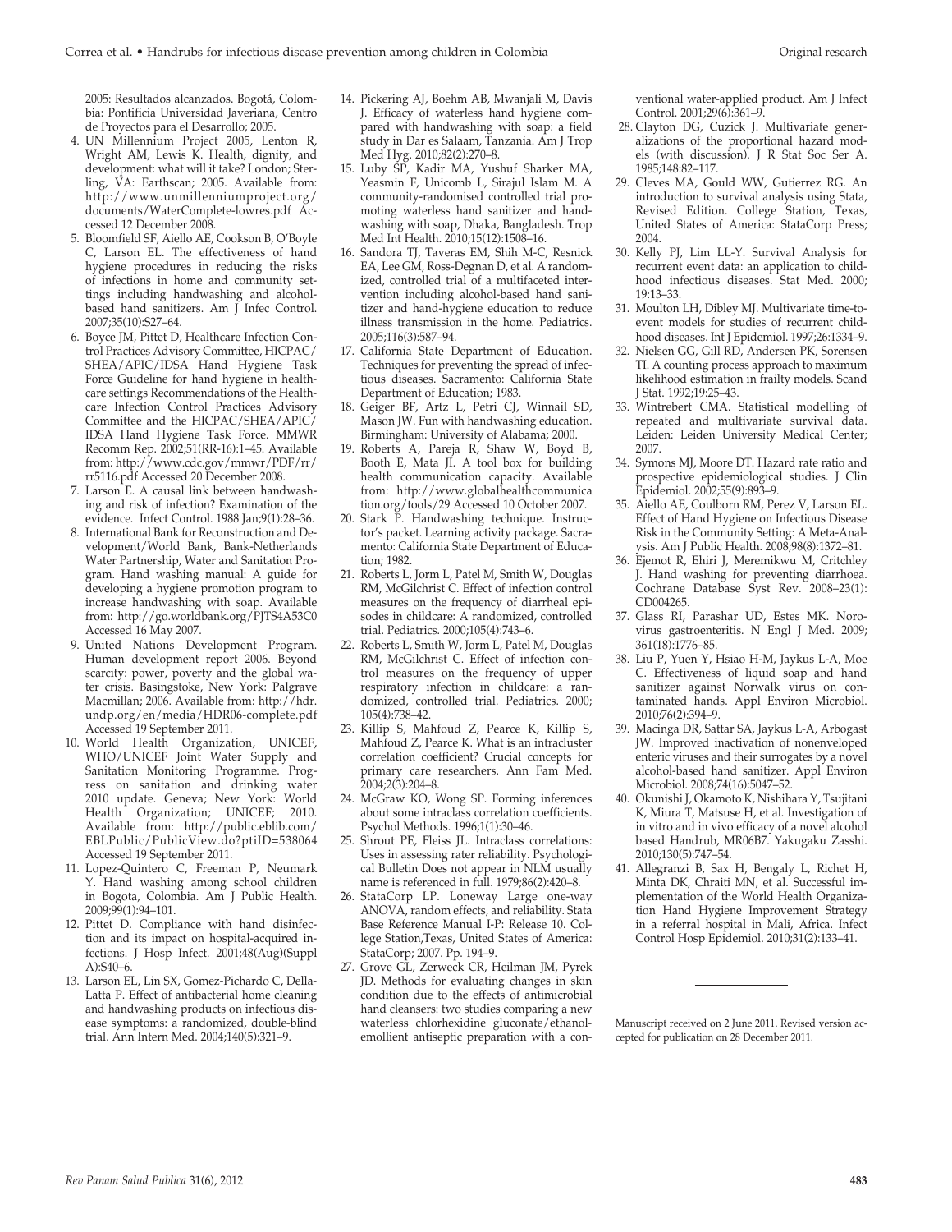2005: Resultados alcanzados. Bogotá, Colombia: Pontificia Universidad Javeriana, Centro de Proyectos para el Desarrollo; 2005.

4. UN Millennium Project 2005, Lenton R, Wright AM, Lewis K. Health, dignity, and development: what will it take? London; Sterling, VA: Earthscan; 2005. Available from: http://www.unmillenniumproject.org/documents/WaterComplete-lowres.pdf Accessed 12 December 2008.
5. Bloomfield SF, Aiello AE, Cookson B, O'Boyle C, Larson EL. The effectiveness of hand hygiene procedures in reducing the risks of infections in home and community settings including handwashing and alcohol-based hand sanitizers. Am J Infec Control. 2007;35(10):S27–64.
6. Boyce JM, Pittet D, Healthcare Infection Control Practices Advisory Committee, HICPAC/SHEA/APIC/IDSA Hand Hygiene Task Force Guideline for hand hygiene in healthcare settings Recommendations of the Healthcare Infection Control Practices Advisory Committee and the HICPAC/SHEA/APIC/IDSA Hand Hygiene Task Force. MMWR Recomm Rep. 2002;51(RR-16):1–45. Available from: http://www.cdc.gov/mmwr/PDF/rr/rr5116.pdf Accessed 20 December 2008.
7. Larson E. A causal link between handwashing and risk of infection? Examination of the evidence. Infect Control. 1988 Jan;9(1):28–36.
8. International Bank for Reconstruction and Development/World Bank, Bank-Netherlands Water Partnership, Water and Sanitation Program. Hand washing manual: A guide for developing a hygiene promotion program to increase handwashing with soap. Available from: http://go.worldbank.org/PJTS4A53C0 Accessed 16 May 2007.
9. United Nations Development Program. Human development report 2006. Beyond scarcity: power, poverty and the global water crisis. Basingstoke, New York: Palgrave Macmillan; 2006. Available from: http://hdr.undp.org/en/media/HDR06-complete.pdf Accessed 19 September 2011.
10. World Health Organization, UNICEF, WHO/UNICEF Joint Water Supply and Sanitation Monitoring Programme. Progress on sanitation and drinking water 2010 update. Geneva; New York: World Health Organization; UNICEF; 2010. Available from: http://public.eblib.com/EBLPublic/PublicView.do?ptiID=538064 Accessed 19 September 2011.
11. Lopez-Quintero C, Freeman P, Neumark Y. Hand washing among school children in Bogota, Colombia. Am J Public Health. 2009;99(1):94–101.
12. Pittet D. Compliance with hand disinfection and its impact on hospital-acquired infections. J Hosp Infect. 2001;48(Aug)(Suppl A):S40–6.
13. Larson EL, Lin SX, Gomez-Pichardo C, Della-Latta P. Effect of antibacterial home cleaning and handwashing products on infectious disease symptoms: a randomized, double-blind trial. Ann Intern Med. 2004;140(5):321–9.
14. Pickering AJ, Boehm AB, Mwanjali M, Davis J. Efficacy of waterless hand hygiene compared with handwashing with soap: a field study in Dar es Salaam, Tanzania. Am J Trop Med Hyg. 2010;82(2):270–8.
15. Luby SP, Kadir MA, Yushuf Sharker MA, Yeasmin F, Unicomb L, Sirajul Islam M. A community-randomised controlled trial promoting waterless hand sanitizer and handwashing with soap, Dhaka, Bangladesh. Trop Med Int Health. 2010;15(12):1508–16.
16. Sandora TJ, Taveras EM, Shih M-C, Resnick EA, Lee GM, Ross-Degnan D, et al. A randomized, controlled trial of a multifaceted intervention including alcohol-based hand sanitizer and hand-hygiene education to reduce illness transmission in the home. Pediatrics. 2005;116(3):587–94.
17. California State Department of Education. Techniques for preventing the spread of infectious diseases. Sacramento: California State Department of Education; 1983.
18. Geiger BF, Artz L, Petri CJ, Winnail SD, Mason JW. Fun with handwashing education. Birmingham: University of Alabama; 2000.
19. Roberts A, Pareja R, Shaw W, Boyd B, Booth E, Mata JI. A tool box for building health communication capacity. Available from: http://www.globalhealthcommunication.org/tools/29 Accessed 10 October 2007.
20. Stark P. Handwashing technique. Instructor's packet. Learning activity package. Sacramento: California State Department of Education; 1982.
21. Roberts L, Jorm L, Patel M, Smith W, Douglas RM, McGilchrist C. Effect of infection control measures on the frequency of diarrheal episodes in childcare: A randomized, controlled trial. Pediatrics. 2000;105(4):743–6.
22. Roberts L, Smith W, Jorm L, Patel M, Douglas RM, McGilchrist C. Effect of infection control measures on the frequency of upper respiratory infection in childcare: a randomized, controlled trial. Pediatrics. 2000; 105(4):738–42.
23. Killip S, Mahfoud Z, Pearce K, Killip S, Mahfoud Z, Pearce K. What is an intracluster correlation coefficient? Crucial concepts for primary care researchers. Ann Fam Med. 2004;2(3):204–8.
24. McGraw KO, Wong SP. Forming inferences about some intraclass correlation coefficients. Psychol Methods. 1996;1(1):30–46.
25. Shrout PE, Fleiss JL. Intraclass correlations: Uses in assessing rater reliability. Psychological Bulletin Does not appear in NLM usually name is referenced in full. 1979;86(2):420–8.
26. StataCorp LP. Loneway Large one-way ANOVA, random effects, and reliability. Stata Base Reference Manual I-P: Release 10. College Station,Texas, United States of America: StataCorp; 2007. Pp. 194–9.
27. Grove GL, Zerweck CR, Heilman JM, Pyrek JD. Methods for evaluating changes in skin condition due to the effects of antimicrobial hand cleansers: two studies comparing a new waterless chlorhexidine gluconate/ethanol-emollient antiseptic preparation with a conventional water-applied product. Am J Infect Control. 2001;29(6):361–9.
28. Clayton DG, Cuzick J. Multivariate generalizations of the proportional hazard models (with discussion). J R Stat Soc Ser A. 1985;148:82–117.
29. Cleves MA, Gould WW, Gutierrez RG. An introduction to survival analysis using Stata, Revised Edition. College Station, Texas, United States of America: StataCorp Press; 2004.
30. Kelly PJ, Lim LL-Y. Survival Analysis for recurrent event data: an application to childhood infectious diseases. Stat Med. 2000; 19:13–33.
31. Moulton LH, Dibley MJ. Multivariate time-to-event models for studies of recurrent childhood diseases. Int J Epidemiol. 1997;26:1334–9.
32. Nielsen GG, Gill RD, Andersen PK, Sorensen TI. A counting process approach to maximum likelihood estimation in frailty models. Scand J Stat. 1992;19:25–43.
33. Wintrebert CMA. Statistical modelling of repeated and multivariate survival data. Leiden: Leiden University Medical Center; 2007.
34. Symons MJ, Moore DT. Hazard rate ratio and prospective epidemiological studies. J Clin Epidemiol. 2002;55(9):893–9.
35. Aiello AE, Coulborn RM, Perez V, Larson EL. Effect of Hand Hygiene on Infectious Disease Risk in the Community Setting: A Meta-Analysis. Am J Public Health. 2008;98(8):1372–81.
36. Ejemot R, Ehiri J, Meremikwu M, Critchley J. Hand washing for preventing diarrhoea. Cochrane Database Syst Rev. 2008–23(1): CD004265.
37. Glass RI, Parashar UD, Estes MK. Norovirus gastroenteritis. N Engl J Med. 2009; 361(18):1776–85.
38. Liu P, Yuen Y, Hsiao H-M, Jaykus L-A, Moe C. Effectiveness of liquid soap and hand sanitizer against Norwalk virus on contaminated hands. Appl Environ Microbiol. 2010;76(2):394–9.
39. Macinga DR, Sattar SA, Jaykus L-A, Arbogast JW. Improved inactivation of nonenveloped enteric viruses and their surrogates by a novel alcohol-based hand sanitizer. Appl Environ Microbiol. 2008;74(16):5047–52.
40. Okunishi J, Okamoto K, Nishihara Y, Tsujitani K, Miura T, Matsuse H, et al. Investigation of in vitro and in vivo efficacy of a novel alcohol based Handrub, MR06B7. Yakugaku Zasshi. 2010;130(5):747–54.
41. Allegranzi B, Sax H, Bengaly L, Richet H, Minta DK, Chraiti MN, et al. Successful implementation of the World Health Organization Hand Hygiene Improvement Strategy in a referral hospital in Mali, Africa. Infect Control Hosp Epidemiol. 2010;31(2):133–41.

---

Manuscript received on 2 June 2011. Revised version accepted for publication on 28 December 2011.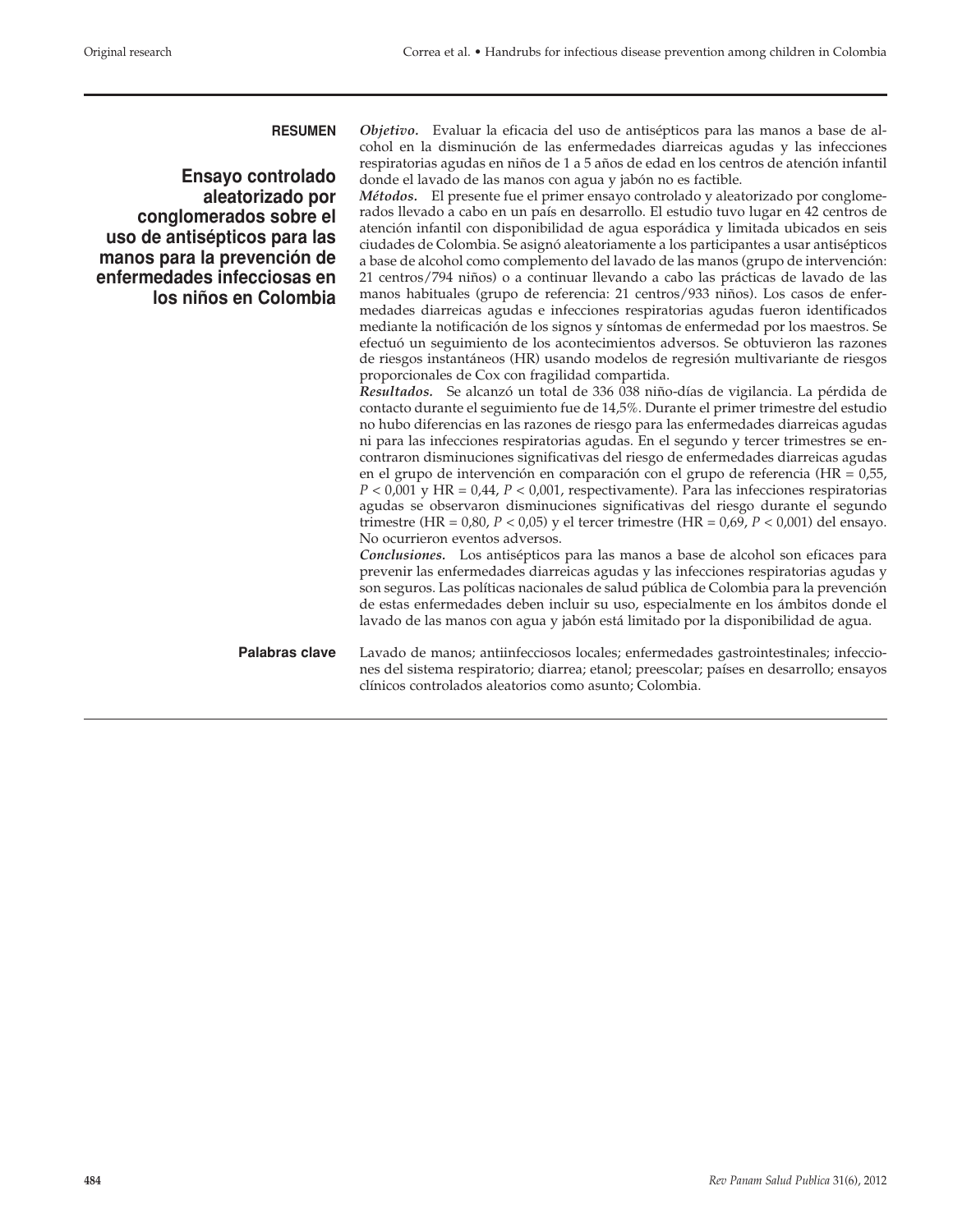## RESUMEN

### Ensayo controlado aleatorizado por conglomerados sobre el uso de antisépticos para las manos para la prevención de enfermedades infecciosas en los niños en Colombia

***Objetivo.*** Evaluar la eficacia del uso de antisépticos para las manos a base de alcohol en la disminución de las enfermedades diarreicas agudas y las infecciones respiratorias agudas en niños de 1 a 5 años de edad en los centros de atención infantil donde el lavado de las manos con agua y jabón no es factible.

***Métodos.*** El presente fue el primer ensayo controlado y aleatorizado por conglomerados llevado a cabo en un país en desarrollo. El estudio tuvo lugar en 42 centros de atención infantil con disponibilidad de agua esporádica y limitada ubicados en seis ciudades de Colombia. Se asignó aleatoriamente a los participantes a usar antisépticos a base de alcohol como complemento del lavado de las manos (grupo de intervención: 21 centros/794 niños) o a continuar llevando a cabo las prácticas de lavado de las manos habituales (grupo de referencia: 21 centros/933 niños). Los casos de enfermedades diarreicas agudas e infecciones respiratorias agudas fueron identificados mediante la notificación de los signos y síntomas de enfermedad por los maestros. Se efectuó un seguimiento de los acontecimientos adversos. Se obtuvieron las razones de riesgos instantáneos (HR) usando modelos de regresión multivariante de riesgos proporcionales de Cox con fragilidad compartida.

***Resultados.*** Se alcanzó un total de 336 038 niño-días de vigilancia. La pérdida de contacto durante el seguimiento fue de 14,5%. Durante el primer trimestre del estudio no hubo diferencias en las razones de riesgo para las enfermedades diarreicas agudas ni para las infecciones respiratorias agudas. En el segundo y tercer trimestres se encontraron disminuciones significativas del riesgo de enfermedades diarreicas agudas en el grupo de intervención en comparación con el grupo de referencia (HR = 0,55, $P < 0{,}001$ y HR = 0,44, $P < 0{,}001$, respectivamente). Para las infecciones respiratorias agudas se observaron disminuciones significativas del riesgo durante el segundo trimestre (HR = 0,80, $P < 0{,}05$) y el tercer trimestre (HR = 0,69, $P < 0{,}001$) del ensayo. No ocurrieron eventos adversos.

***Conclusiones.*** Los antisépticos para las manos a base de alcohol son eficaces para prevenir las enfermedades diarreicas agudas y las infecciones respiratorias agudas y son seguros. Las políticas nacionales de salud pública de Colombia para la prevención de estas enfermedades deben incluir su uso, especialmente en los ámbitos donde el lavado de las manos con agua y jabón está limitado por la disponibilidad de agua.

**Palabras clave** Lavado de manos; antiinfecciosos locales; enfermedades gastrointestinales; infecciones del sistema respiratorio; diarrea; etanol; preescolar; países en desarrollo; ensayos clínicos controlados aleatorios como asunto; Colombia.